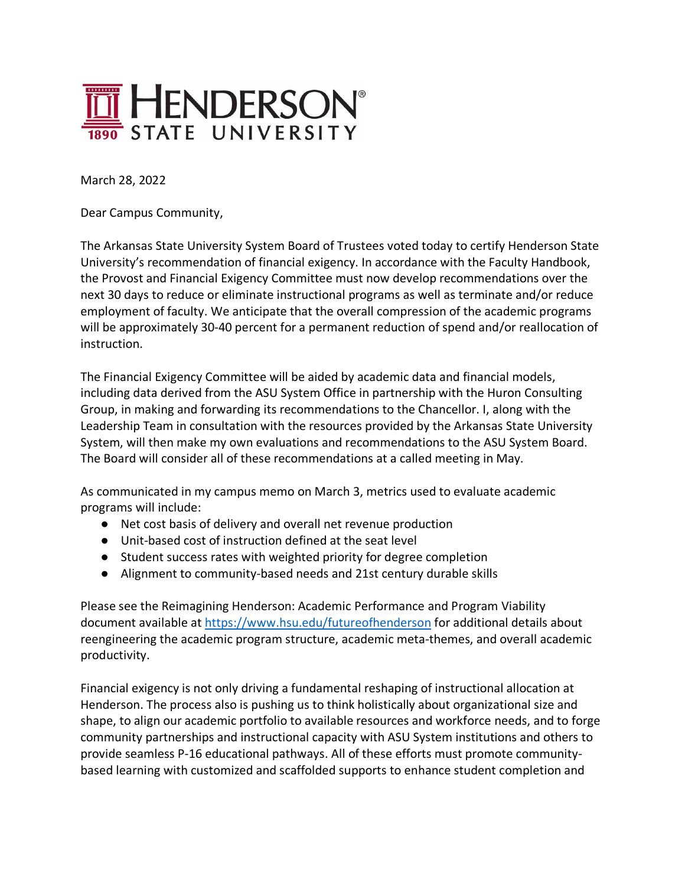HENDERSON STATE UNIVERSITY 1890

March 28, 2022

Dear Campus Community,

The Arkansas State University System Board of Trustees voted today to certify Henderson State University's recommendation of financial exigency. In accordance with the Faculty Handbook, the Provost and Financial Exigency Committee must now develop recommendations over the next 30 days to reduce or eliminate instructional programs as well as terminate and/or reduce employment of faculty. We anticipate that the overall compression of the academic programs will be approximately 30-40 percent for a permanent reduction of spend and/or reallocation of instruction.

The Financial Exigency Committee will be aided by academic data and financial models, including data derived from the ASU System Office in partnership with the Huron Consulting Group, in making and forwarding its recommendations to the Chancellor. I, along with the Leadership Team in consultation with the resources provided by the Arkansas State University System, will then make my own evaluations and recommendations to the ASU System Board. The Board will consider all of these recommendations at a called meeting in May.

As communicated in my campus memo on March 3, metrics used to evaluate academic programs will include:

- Net cost basis of delivery and overall net revenue production
- Unit-based cost of instruction defined at the seat level
- Student success rates with weighted priority for degree completion
- Alignment to community-based needs and 21st century durable skills

Please see the Reimagining Henderson: Academic Performance and Program Viability document available at [https://www.hsu.edu/futureofhenderson](https://www.hsu.edu/futureofhenderson) for additional details about reengineering the academic program structure, academic meta-themes, and overall academic productivity.

Financial exigency is not only driving a fundamental reshaping of instructional allocation at Henderson. The process also is pushing us to think holistically about organizational size and shape, to align our academic portfolio to available resources and workforce needs, and to forge community partnerships and instructional capacity with ASU System institutions and others to provide seamless P-16 educational pathways. All of these efforts must promote community-based learning with customized and scaffolded supports to enhance student completion and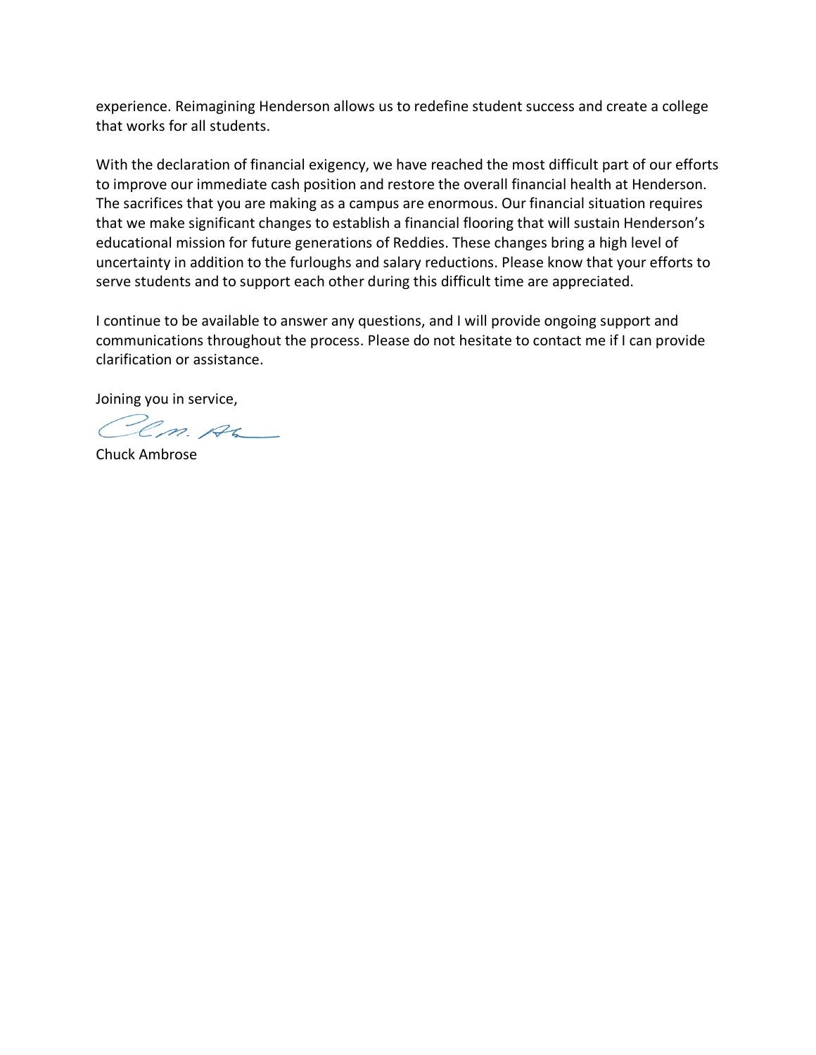experience. Reimagining Henderson allows us to redefine student success and create a college that works for all students.

With the declaration of financial exigency, we have reached the most difficult part of our efforts to improve our immediate cash position and restore the overall financial health at Henderson. The sacrifices that you are making as a campus are enormous. Our financial situation requires that we make significant changes to establish a financial flooring that will sustain Henderson's educational mission for future generations of Reddies. These changes bring a high level of uncertainty in addition to the furloughs and salary reductions. Please know that your efforts to serve students and to support each other during this difficult time are appreciated.

I continue to be available to answer any questions, and I will provide ongoing support and communications throughout the process. Please do not hesitate to contact me if I can provide clarification or assistance.

Joining you in service,

Chuck Ambrose